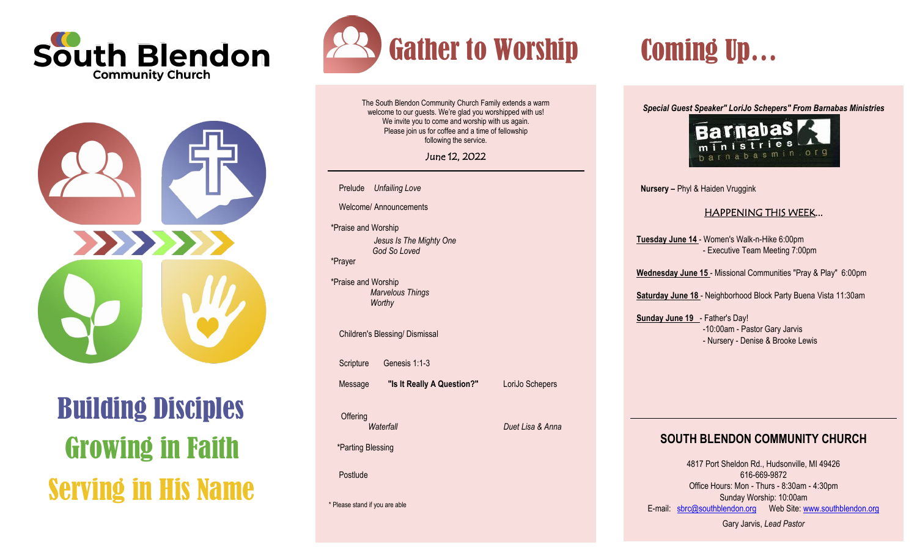# South Blendon
Community Church

## Building Disciples
## Growing in Faith
## Serving in His Name

# Gather to Worship

The South Blendon Community Church Family extends a warm welcome to our guests. We're glad you worshipped with us! We invite you to come and worship with us again. Please join us for coffee and a time of fellowship following the service.

June 12, 2022

---

Prelude *Unfailing Love*

Welcome/ Announcements

*Praise and Worship
*Jesus Is The Mighty One*
*God So Loved*

*Prayer

*Praise and Worship
*Marvelous Things*
*Worthy*

Children's Blessing/ Dismissal

Scripture Genesis 1:1-3

Message **"Is It Really A Question?"** LoriJo Schepers

Offering
*Waterfall* *Duet Lisa & Anna*

*Parting Blessing

Postlude

\* Please stand if you are able

# Coming Up…

***Special Guest Speaker" LoriJo Schepers" From Barnabas Ministries***

Barnabas ministries barnabasmin.org

**Nursery –** Phyl & Haiden Vruggink

<u>HAPPENING THIS WEEK</u>…

**<u>Tuesday June 14</u>** - Women's Walk-n-Hike 6:00pm
- Executive Team Meeting 7:00pm

**<u>Wednesday June 15</u>** - Missional Communities "Pray & Play" 6:00pm

**<u>Saturday June 18</u>** - Neighborhood Block Party Buena Vista 11:30am

**<u>Sunday June 19</u>** - Father's Day!
-10:00am - Pastor Gary Jarvis
- Nursery - Denise & Brooke Lewis

---

## SOUTH BLENDON COMMUNITY CHURCH

4817 Port Sheldon Rd., Hudsonville, MI 49426
616-669-9872
Office Hours: Mon - Thurs - 8:30am - 4:30pm
Sunday Worship: 10:00am
E-mail: sbrc@southblendon.org Web Site: www.southblendon.org

Gary Jarvis, *Lead Pastor*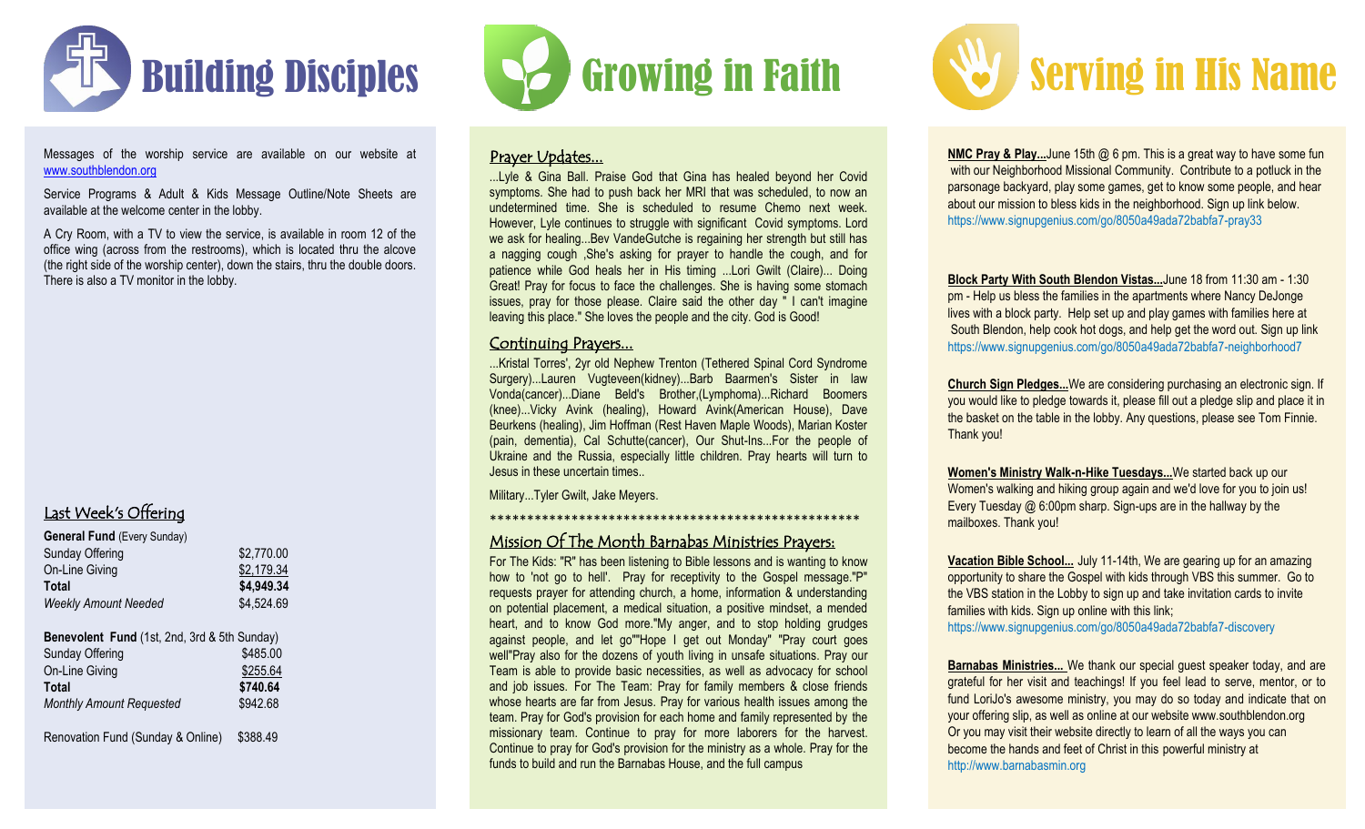# Building Disciples

Messages of the worship service are available on our website at www.southblendon.org

Service Programs & Adult & Kids Message Outline/Note Sheets are available at the welcome center in the lobby.

A Cry Room, with a TV to view the service, is available in room 12 of the office wing (across from the restrooms), which is located thru the alcove (the right side of the worship center), down the stairs, thru the double doors. There is also a TV monitor in the lobby.

## Last Week's Offering

| | |
|---|---|
| **General Fund** (Every Sunday) | |
| Sunday Offering | $2,770.00 |
| On-Line Giving | $2,179.34 |
| **Total** | **$4,949.34** |
| *Weekly Amount Needed* | $4,524.69 |
| | |
| **Benevolent Fund** (1st, 2nd, 3rd & 5th Sunday) | |
| Sunday Offering | $485.00 |
| On-Line Giving | $255.64 |
| **Total** | **$740.64** |
| *Monthly Amount Requested* | $942.68 |
| | |
| Renovation Fund (Sunday & Online) | $388.49 |

# Growing in Faith

## Prayer Updates...

...Lyle & Gina Ball. Praise God that Gina has healed beyond her Covid symptoms. She had to push back her MRI that was scheduled, to now an undetermined time. She is scheduled to resume Chemo next week. However, Lyle continues to struggle with significant Covid symptoms. Lord we ask for healing...Bev VandeGutche is regaining her strength but still has a nagging cough ,She's asking for prayer to handle the cough, and for patience while God heals her in His timing ...Lori Gwilt (Claire)... Doing Great! Pray for focus to face the challenges. She is having some stomach issues, pray for those please. Claire said the other day " I can't imagine leaving this place." She loves the people and the city. God is Good!

## Continuing Prayers...

...Kristal Torres', 2yr old Nephew Trenton (Tethered Spinal Cord Syndrome Surgery)...Lauren Vugteveen(kidney)...Barb Baarmen's Sister in law Vonda(cancer)...Diane Beld's Brother,(Lymphoma)...Richard Boomers (knee)...Vicky Avink (healing), Howard Avink(American House), Dave Beurkens (healing), Jim Hoffman (Rest Haven Maple Woods), Marian Koster (pain, dementia), Cal Schutte(cancer), Our Shut-Ins...For the people of Ukraine and the Russia, especially little children. Pray hearts will turn to Jesus in these uncertain times..

Military...Tyler Gwilt, Jake Meyers.

****************************************************

## Mission Of The Month Barnabas Ministries Prayers:

For The Kids: "R" has been listening to Bible lessons and is wanting to know how to 'not go to hell'. Pray for receptivity to the Gospel message."P" requests prayer for attending church, a home, information & understanding on potential placement, a medical situation, a positive mindset, a mended heart, and to know God more."My anger, and to stop holding grudges against people, and let go""Hope I get out Monday" "Pray court goes well"Pray also for the dozens of youth living in unsafe situations. Pray our Team is able to provide basic necessities, as well as advocacy for school and job issues. For The Team: Pray for family members & close friends whose hearts are far from Jesus. Pray for various health issues among the team. Pray for God's provision for each home and family represented by the missionary team. Continue to pray for more laborers for the harvest. Continue to pray for God's provision for the ministry as a whole. Pray for the funds to build and run the Barnabas House, and the full campus

# Serving in His Name

**NMC Pray & Play...**June 15th @ 6 pm. This is a great way to have some fun with our Neighborhood Missional Community. Contribute to a potluck in the parsonage backyard, play some games, get to know some people, and hear about our mission to bless kids in the neighborhood. Sign up link below. https://www.signupgenius.com/go/8050a49ada72babfa7-pray33

**Block Party With South Blendon Vistas...**June 18 from 11:30 am - 1:30 pm - Help us bless the families in the apartments where Nancy DeJonge lives with a block party. Help set up and play games with families here at South Blendon, help cook hot dogs, and help get the word out. Sign up link https://www.signupgenius.com/go/8050a49ada72babfa7-neighborhood7

**Church Sign Pledges...**We are considering purchasing an electronic sign. If you would like to pledge towards it, please fill out a pledge slip and place it in the basket on the table in the lobby. Any questions, please see Tom Finnie. Thank you!

**Women's Ministry Walk-n-Hike Tuesdays...**We started back up our Women's walking and hiking group again and we'd love for you to join us! Every Tuesday @ 6:00pm sharp. Sign-ups are in the hallway by the mailboxes. Thank you!

**Vacation Bible School...** July 11-14th, We are gearing up for an amazing opportunity to share the Gospel with kids through VBS this summer. Go to the VBS station in the Lobby to sign up and take invitation cards to invite families with kids. Sign up online with this link; https://www.signupgenius.com/go/8050a49ada72babfa7-discovery

**Barnabas Ministries...** We thank our special guest speaker today, and are grateful for her visit and teachings! If you feel lead to serve, mentor, or to fund LoriJo's awesome ministry, you may do so today and indicate that on your offering slip, as well as online at our website www.southblendon.org Or you may visit their website directly to learn of all the ways you can become the hands and feet of Christ in this powerful ministry at http://www.barnabasmin.org